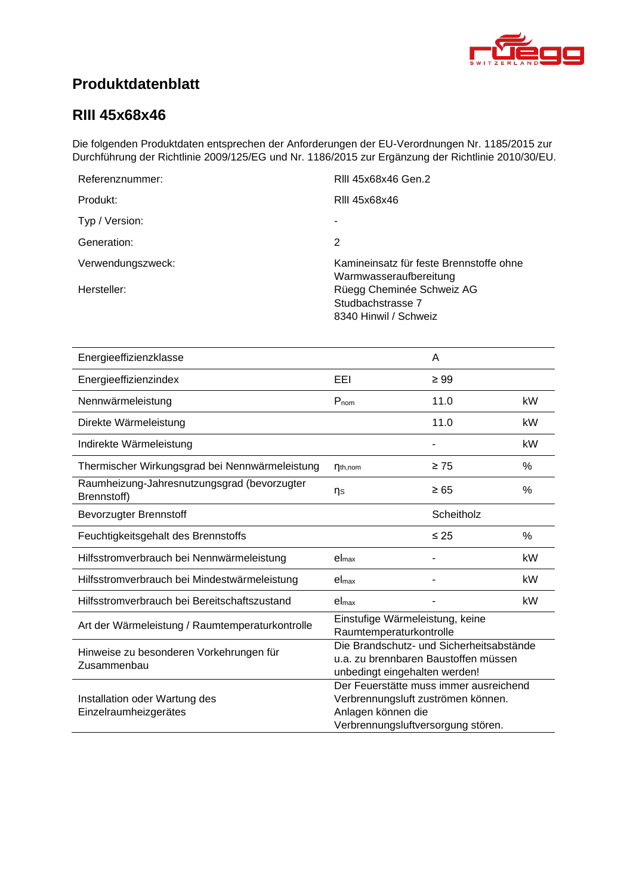# Produktdatenblatt

## RIII 45x68x46

Die folgenden Produktdaten entsprechen der Anforderungen der EU-Verordnungen Nr. 1185/2015 zur Durchführung der Richtlinie 2009/125/EG und Nr. 1186/2015 zur Ergänzung der Richtlinie 2010/30/EU.

| | |
|---|---|
| Referenznummer: | RIII 45x68x46 Gen.2 |
| Produkt: | RIII 45x68x46 |
| Typ / Version: | - |
| Generation: | 2 |
| Verwendungszweck: | Kamineinsatz für feste Brennstoffe ohne Warmwasseraufbereitung |
| Hersteller: | Rüegg Cheminée Schweiz AG<br>Studbachstrasse 7<br>8340 Hinwil / Schweiz |

| | | | |
|---|---|---|---|
| Energieeffizienzklasse | | A | |
| Energieeffizienzindex | EEI | ≥ 99 | |
| Nennwärmeleistung | $P_{nom}$ | 11.0 | kW |
| Direkte Wärmeleistung | | 11.0 | kW |
| Indirekte Wärmeleistung | | - | kW |
| Thermischer Wirkungsgrad bei Nennwärmeleistung | $\eta_{th,nom}$ | ≥ 75 | % |
| Raumheizung-Jahresnutzungsgrad (bevorzugter Brennstoff) | $\eta_S$ | ≥ 65 | % |
| Bevorzugter Brennstoff | | Scheitholz | |
| Feuchtigkeitsgehalt des Brennstoffs | | ≤ 25 | % |
| Hilfsstromverbrauch bei Nennwärmeleistung | $el_{max}$ | - | kW |
| Hilfsstromverbrauch bei Mindestwärmeleistung | $el_{max}$ | - | kW |
| Hilfsstromverbrauch bei Bereitschaftszustand | $el_{max}$ | - | kW |
| Art der Wärmeleistung / Raumtemperaturkontrolle | Einstufige Wärmeleistung, keine Raumtemperaturkontrolle | | |
| Hinweise zu besonderen Vorkehrungen für Zusammenbau | Die Brandschutz- und Sicherheitsabstände u.a. zu brennbaren Baustoffen müssen unbedingt eingehalten werden! | | |
| Installation oder Wartung des Einzelraumheizgerätes | Der Feuerstätte muss immer ausreichend Verbrennungsluft zuströmen können. Anlagen können die Verbrennungsluftversorgung stören. | | |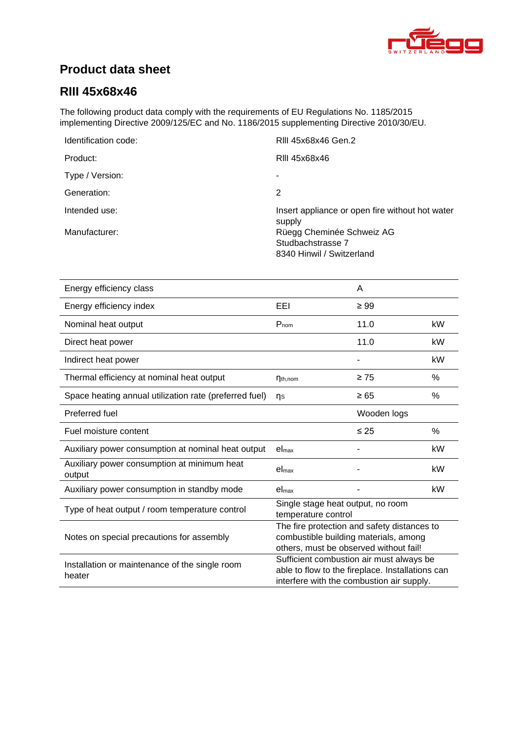# Product data sheet

## RIII 45x68x46

The following product data comply with the requirements of EU Regulations No. 1185/2015 implementing Directive 2009/125/EC and No. 1186/2015 supplementing Directive 2010/30/EU.

| | |
|---|---|
| Identification code: | RIII 45x68x46 Gen.2 |
| Product: | RIII 45x68x46 |
| Type / Version: | - |
| Generation: | 2 |
| Intended use: | Insert appliance or open fire without hot water supply |
| Manufacturer: | Rüegg Cheminée Schweiz AG<br>Studbachstrasse 7<br>8340 Hinwil / Switzerland |

| | | | |
|---|---|---|---|
| Energy efficiency class | | A | |
| Energy efficiency index | EEI | ≥ 99 | |
| Nominal heat output | $P_{nom}$ | 11.0 | kW |
| Direct heat power | | 11.0 | kW |
| Indirect heat power | | - | kW |
| Thermal efficiency at nominal heat output | $\eta_{th,nom}$ | ≥ 75 | % |
| Space heating annual utilization rate (preferred fuel) | $\eta_S$ | ≥ 65 | % |
| Preferred fuel | | Wooden logs | |
| Fuel moisture content | | ≤ 25 | % |
| Auxiliary power consumption at nominal heat output | $el_{max}$ | - | kW |
| Auxiliary power consumption at minimum heat output | $el_{max}$ | - | kW |
| Auxiliary power consumption in standby mode | $el_{max}$ | - | kW |
| Type of heat output / room temperature control | Single stage heat output, no room temperature control | | |
| Notes on special precautions for assembly | The fire protection and safety distances to combustible building materials, among others, must be observed without fail! | | |
| Installation or maintenance of the single room heater | Sufficient combustion air must always be able to flow to the fireplace. Installations can interfere with the combustion air supply. | | |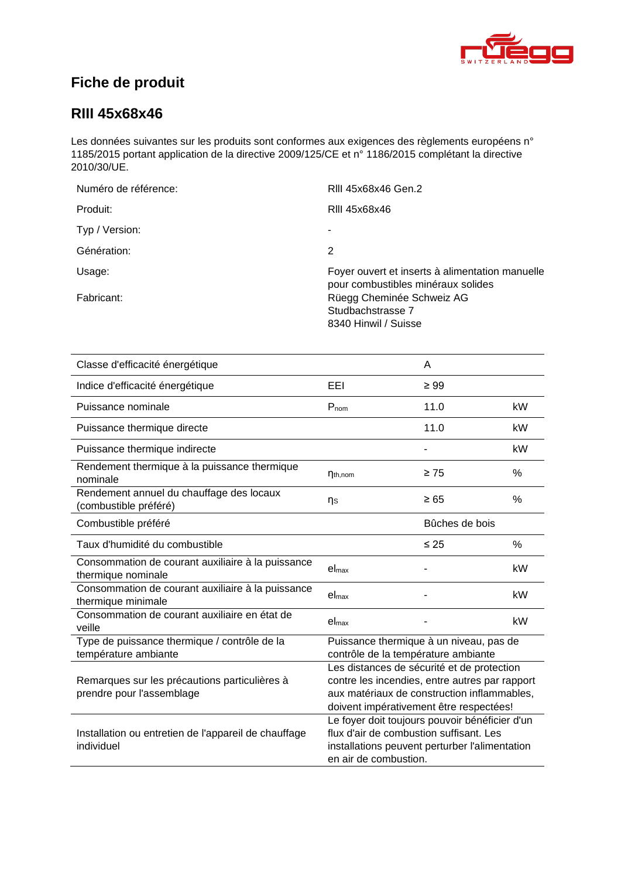## Fiche de produit

## RIII 45x68x46

Les données suivantes sur les produits sont conformes aux exigences des règlements européens n° 1185/2015 portant application de la directive 2009/125/CE et n° 1186/2015 complétant la directive 2010/30/UE.

| | |
|---|---|
| Numéro de référence: | RIII 45x68x46 Gen.2 |
| Produit: | RIII 45x68x46 |
| Typ / Version: | - |
| Génération: | 2 |
| Usage: | Foyer ouvert et inserts à alimentation manuelle pour combustibles minéraux solides |
| Fabricant: | Rüegg Cheminée Schweiz AG<br>Studbachstrasse 7<br>8340 Hinwil / Suisse |

| | | | |
|---|---|---|---|
| Classe d'efficacité énergétique | | A | |
| Indice d'efficacité énergétique | EEI | ≥ 99 | |
| Puissance nominale | $P_{nom}$ | 11.0 | kW |
| Puissance thermique directe | | 11.0 | kW |
| Puissance thermique indirecte | | - | kW |
| Rendement thermique à la puissance thermique nominale | $\eta_{th,nom}$ | ≥ 75 | % |
| Rendement annuel du chauffage des locaux (combustible préféré) | $\eta_S$ | ≥ 65 | % |
| Combustible préféré | | Bûches de bois | |
| Taux d'humidité du combustible | | ≤ 25 | % |
| Consommation de courant auxiliaire à la puissance thermique nominale | $el_{max}$ | - | kW |
| Consommation de courant auxiliaire à la puissance thermique minimale | $el_{max}$ | - | kW |
| Consommation de courant auxiliaire en état de veille | $el_{max}$ | - | kW |
| Type de puissance thermique / contrôle de la température ambiante | Puissance thermique à un niveau, pas de contrôle de la température ambiante | | |
| Remarques sur les précautions particulières à prendre pour l'assemblage | Les distances de sécurité et de protection contre les incendies, entre autres par rapport aux matériaux de construction inflammables, doivent impérativement être respectées! | | |
| Installation ou entretien de l'appareil de chauffage individuel | Le foyer doit toujours pouvoir bénéficier d'un flux d'air de combustion suffisant. Les installations peuvent perturber l'alimentation en air de combustion. | | |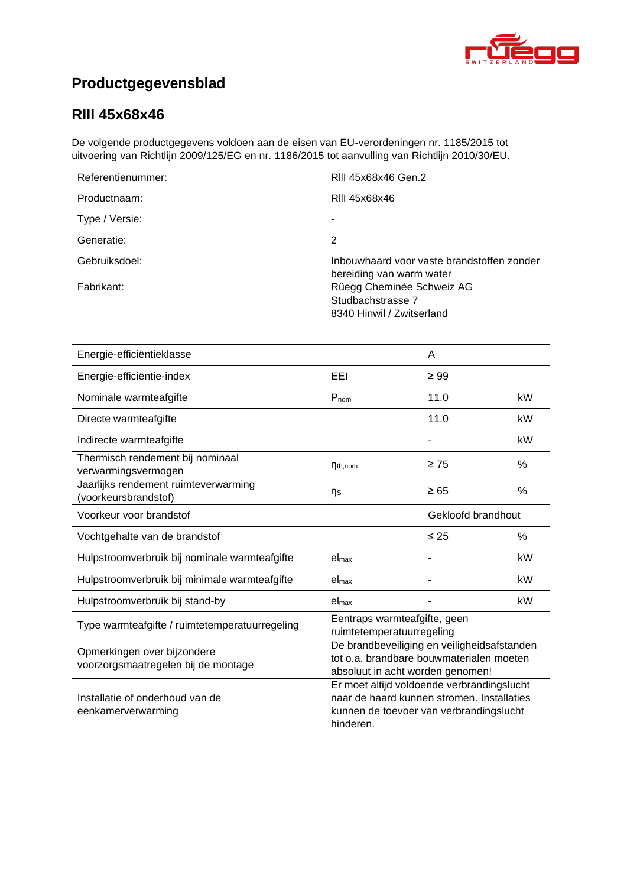# Productgegevensblad

## RIII 45x68x46

De volgende productgegevens voldoen aan de eisen van EU-verordeningen nr. 1185/2015 tot uitvoering van Richtlijn 2009/125/EG en nr. 1186/2015 tot aanvulling van Richtlijn 2010/30/EU.

| | |
|---|---|
| Referentienummer: | RIII 45x68x46 Gen.2 |
| Productnaam: | RIII 45x68x46 |
| Type / Versie: | - |
| Generatie: | 2 |
| Gebruiksdoel: | Inbouwhaard voor vaste brandstoffen zonder bereiding van warm water |
| Fabrikant: | Rüegg Cheminée Schweiz AG<br>Studbachstrasse 7<br>8340 Hinwil / Zwitserland |

| | | | |
|---|---|---|---|
| Energie-efficiëntieklasse | | A | |
| Energie-efficiëntie-index | EEI | ≥ 99 | |
| Nominale warmteafgifte | $P_{nom}$ | 11.0 | kW |
| Directe warmteafgifte | | 11.0 | kW |
| Indirecte warmteafgifte | | - | kW |
| Thermisch rendement bij nominaal verwarmingsvermogen | $\eta_{th,nom}$ | ≥ 75 | % |
| Jaarlijks rendement ruimteverwarming (voorkeursbrandstof) | $\eta_S$ | ≥ 65 | % |
| Voorkeur voor brandstof | | Gekloofd brandhout | |
| Vochtgehalte van de brandstof | | ≤ 25 | % |
| Hulpstroomverbruik bij nominale warmteafgifte | $el_{max}$ | - | kW |
| Hulpstroomverbruik bij minimale warmteafgifte | $el_{max}$ | - | kW |
| Hulpstroomverbruik bij stand-by | $el_{max}$ | - | kW |
| Type warmteafgifte / ruimtetemperatuurregeling | Eentraps warmteafgifte, geen ruimtetemperatuurregeling | | |
| Opmerkingen over bijzondere voorzorgsmaatregelen bij de montage | De brandbeveiliging en veiligheidsafstanden tot o.a. brandbare bouwmaterialen moeten absoluut in acht worden genomen! | | |
| Installatie of onderhoud van de eenkamerverwarming | Er moet altijd voldoende verbrandingslucht naar de haard kunnen stromen. Installaties kunnen de toevoer van verbrandingslucht hinderen. | | |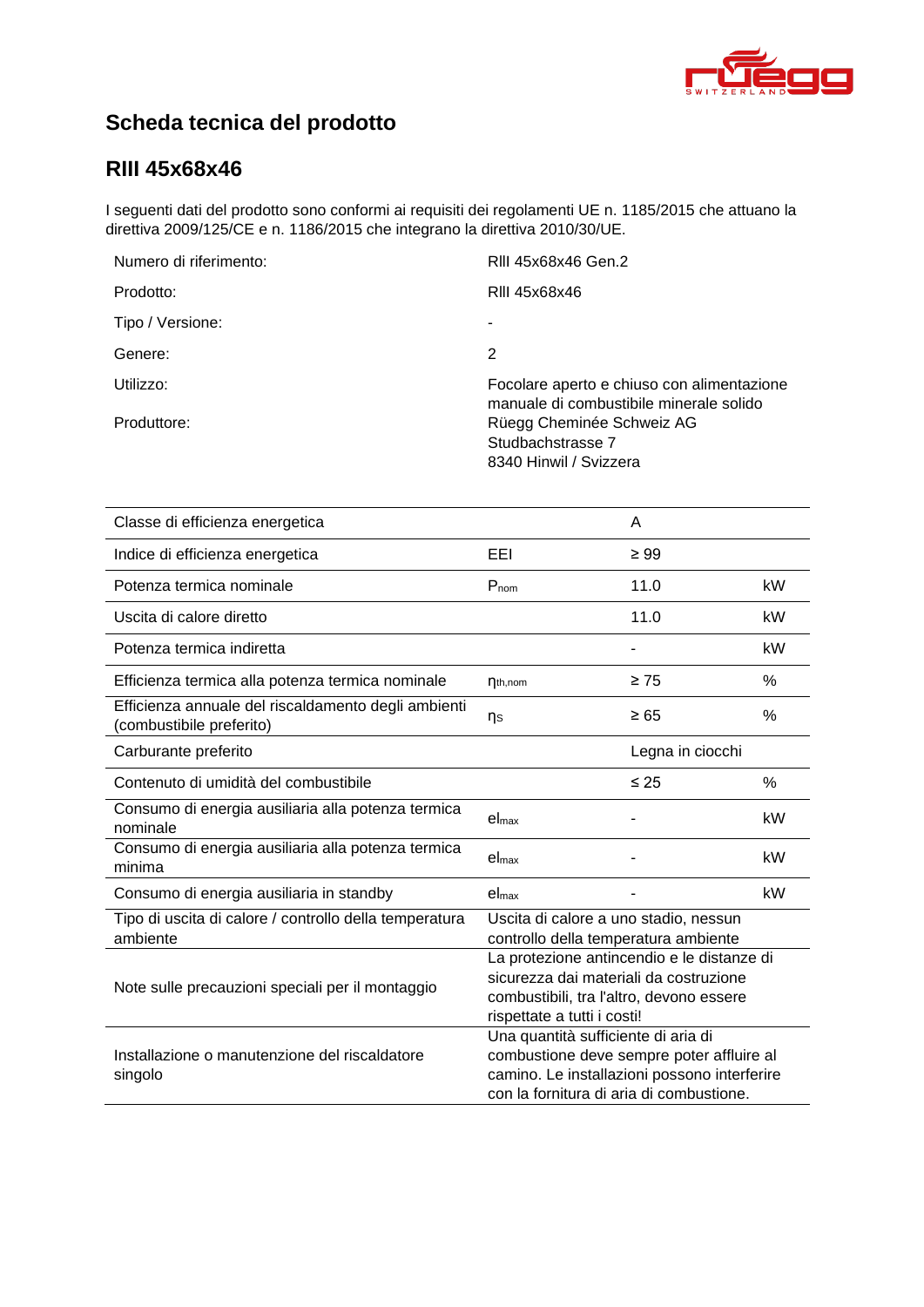# Scheda tecnica del prodotto

## RIII 45x68x46

I seguenti dati del prodotto sono conformi ai requisiti dei regolamenti UE n. 1185/2015 che attuano la direttiva 2009/125/CE e n. 1186/2015 che integrano la direttiva 2010/30/UE.

| | |
|---|---|
| Numero di riferimento: | RIII 45x68x46 Gen.2 |
| Prodotto: | RIII 45x68x46 |
| Tipo / Versione: | - |
| Genere: | 2 |
| Utilizzo: | Focolare aperto e chiuso con alimentazione manuale di combustibile minerale solido |
| Produttore: | Rüegg Cheminée Schweiz AG<br>Studbachstrasse 7<br>8340 Hinwil / Svizzera |

| | | | |
|---|---|---|---|
| Classe di efficienza energetica | | A | |
| Indice di efficienza energetica | EEI | ≥ 99 | |
| Potenza termica nominale | $P_{nom}$ | 11.0 | kW |
| Uscita di calore diretto | | 11.0 | kW |
| Potenza termica indiretta | | - | kW |
| Efficienza termica alla potenza termica nominale | $\eta_{th,nom}$ | ≥ 75 | % |
| Efficienza annuale del riscaldamento degli ambienti (combustibile preferito) | $\eta_S$ | ≥ 65 | % |
| Carburante preferito | | Legna in ciocchi | |
| Contenuto di umidità del combustibile | | ≤ 25 | % |
| Consumo di energia ausiliaria alla potenza termica nominale | $el_{max}$ | - | kW |
| Consumo di energia ausiliaria alla potenza termica minima | $el_{max}$ | - | kW |
| Consumo di energia ausiliaria in standby | $el_{max}$ | - | kW |
| Tipo di uscita di calore / controllo della temperatura ambiente | Uscita di calore a uno stadio, nessun controllo della temperatura ambiente | | |
| Note sulle precauzioni speciali per il montaggio | La protezione antincendio e le distanze di sicurezza dai materiali da costruzione combustibili, tra l'altro, devono essere rispettate a tutti i costi! | | |
| Installazione o manutenzione del riscaldatore singolo | Una quantità sufficiente di aria di combustione deve sempre poter affluire al camino. Le installazioni possono interferire con la fornitura di aria di combustione. | | |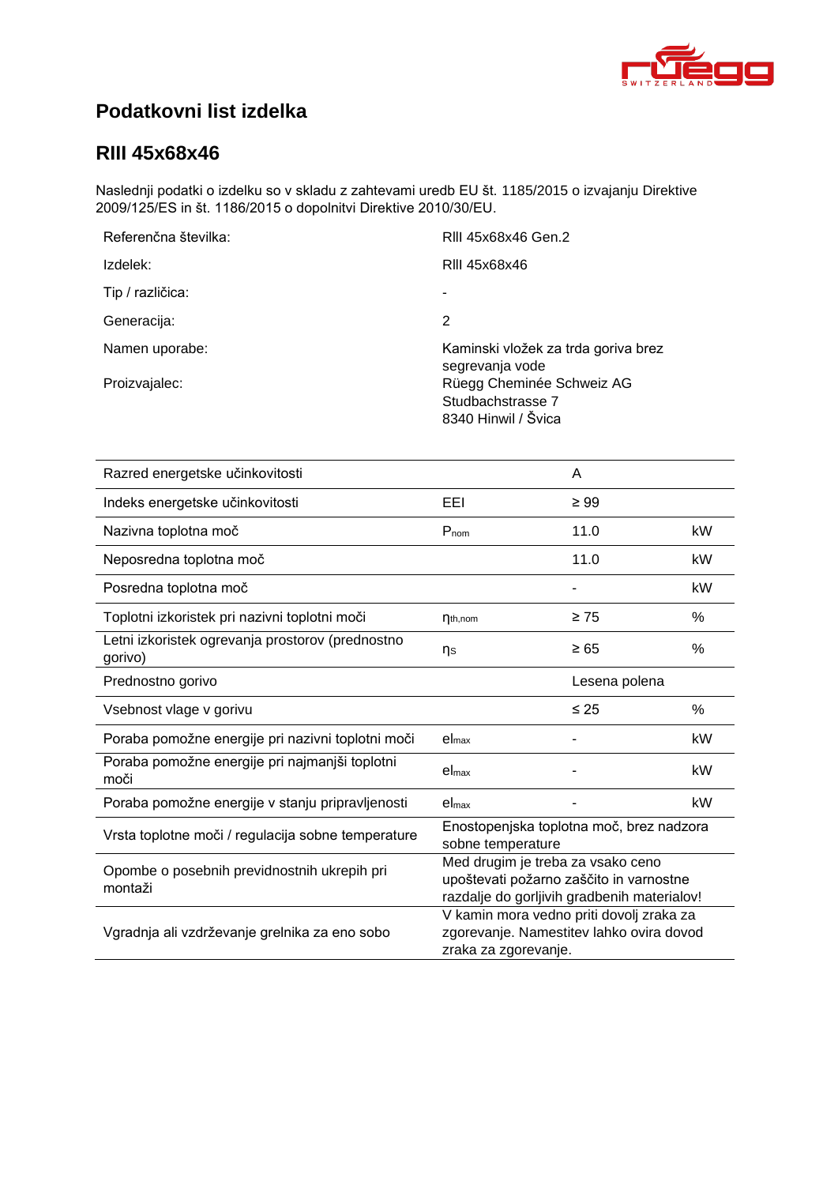# Podatkovni list izdelka

## RIII 45x68x46

Naslednji podatki o izdelku so v skladu z zahtevami uredb EU št. 1185/2015 o izvajanju Direktive 2009/125/ES in št. 1186/2015 o dopolnitvi Direktive 2010/30/EU.

| | |
|---|---|
| Referenčna številka: | RIII 45x68x46 Gen.2 |
| Izdelek: | RIII 45x68x46 |
| Tip / različica: | - |
| Generacija: | 2 |
| Namen uporabe: | Kaminski vložek za trda goriva brez segrevanja vode |
| Proizvajalec: | Rüegg Cheminée Schweiz AG<br>Studbachstrasse 7<br>8340 Hinwil / Švica |

| | | | |
|---|---|---|---|
| Razred energetske učinkovitosti | | A | |
| Indeks energetske učinkovitosti | EEI | ≥ 99 | |
| Nazivna toplotna moč | $P_{nom}$ | 11.0 | kW |
| Neposredna toplotna moč | | 11.0 | kW |
| Posredna toplotna moč | | - | kW |
| Toplotni izkoristek pri nazivni toplotni moči | $\eta_{th,nom}$ | ≥ 75 | % |
| Letni izkoristek ogrevanja prostorov (prednostno gorivo) | $\eta_S$ | ≥ 65 | % |
| Prednostno gorivo | | Lesena polena | |
| Vsebnost vlage v gorivu | | ≤ 25 | % |
| Poraba pomožne energije pri nazivni toplotni moči | $el_{max}$ | - | kW |
| Poraba pomožne energije pri najmanjši toplotni moči | $el_{max}$ | - | kW |
| Poraba pomožne energije v stanju pripravljenosti | $el_{max}$ | - | kW |
| Vrsta toplotne moči / regulacija sobne temperature | Enostopenjska toplotna moč, brez nadzora sobne temperature | | |
| Opombe o posebnih previdnostnih ukrepih pri montaži | Med drugim je treba za vsako ceno upoštevati požarno zaščito in varnostne razdalje do gorljivih gradbenih materialov! | | |
| Vgradnja ali vzdrževanje grelnika za eno sobo | V kamin mora vedno priti dovolj zraka za zgorevanje. Namestitev lahko ovira dovod zraka za zgorevanje. | | |